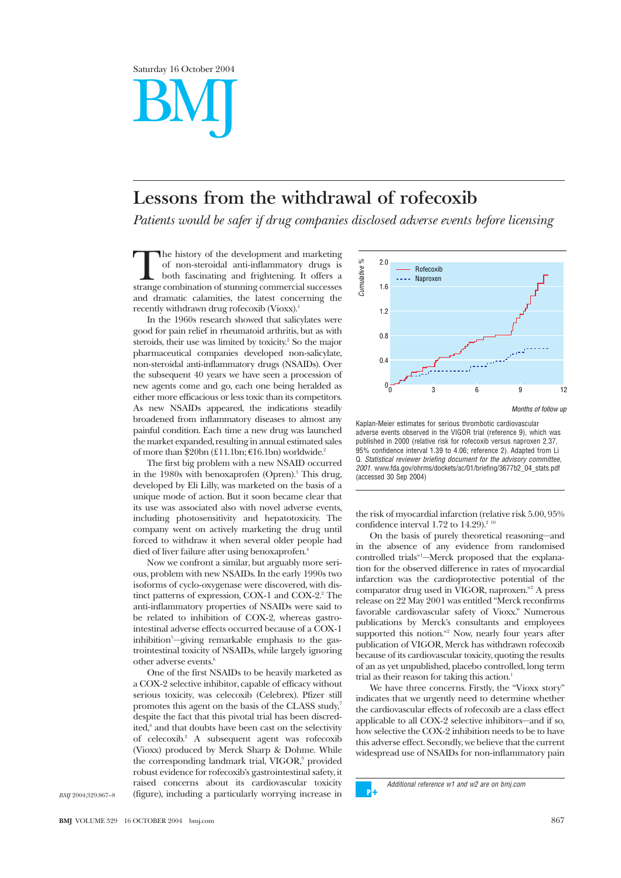# Lessons from the withdrawal of rofecoxib

*Patients would be safer if drug companies disclosed adverse events before licensing*

The history of the development and marketing of non-steroidal anti-inflammatory drugs is both fascinating and frightening. It offers a strange combination of stunning commercial successes and dramatic calamities, the latest concerning the recently withdrawn drug rofecoxib (Vioxx).[1]

In the 1960s research showed that salicylates were good for pain relief in rheumatoid arthritis, but as with steroids, their use was limited by toxicity.[2] So the major pharmaceutical companies developed non-salicylate, non-steroidal anti-inflammatory drugs (NSAIDs). Over the subsequent 40 years we have seen a procession of new agents come and go, each one being heralded as either more efficacious or less toxic than its competitors. As new NSAIDs appeared, the indications steadily broadened from inflammatory diseases to almost any painful condition. Each time a new drug was launched the market expanded, resulting in annual estimated sales of more than $20bn (£11.1bn; €16.1bn) worldwide.[2]

The first big problem with a new NSAID occurred in the 1980s with benoxaprofen (Opren).[3] This drug, developed by Eli Lilly, was marketed on the basis of a unique mode of action. But it soon became clear that its use was associated also with novel adverse events, including photosensitivity and hepatotoxicity. The company went on actively marketing the drug until forced to withdraw it when several older people had died of liver failure after using benoxaprofen.[4]

Now we confront a similar, but arguably more serious, problem with new NSAIDs. In the early 1990s two isoforms of cyclo-oxygenase were discovered, with distinct patterns of expression, COX-1 and COX-2.[2] The anti-inflammatory properties of NSAIDs were said to be related to inhibition of COX-2, whereas gastrointestinal adverse effects occurred because of a COX-1 inhibition[5]—giving remarkable emphasis to the gastrointestinal toxicity of NSAIDs, while largely ignoring other adverse events.[6]

One of the first NSAIDs to be heavily marketed as a COX-2 selective inhibitor, capable of efficacy without serious toxicity, was celecoxib (Celebrex). Pfizer still promotes this agent on the basis of the CLASS study,[7] despite the fact that this pivotal trial has been discredited,[8] and that doubts have been cast on the selectivity of celecoxib.[2] A subsequent agent was rofecoxib (Vioxx) produced by Merck Sharp & Dohme. While the corresponding landmark trial, VIGOR,[9] provided robust evidence for rofecoxib's gastrointestinal safety, it raised concerns about its cardiovascular toxicity (figure), including a particularly worrying increase in the risk of myocardial infarction (relative risk 5.00, 95% confidence interval 1.72 to 14.29).[2 10]

Kaplan-Meier estimates for serious thrombotic cardiovascular adverse events observed in the VIGOR trial (reference 9), which was published in 2000 (relative risk for rofecoxib versus naproxen 2.37, 95% confidence interval 1.39 to 4.06; reference 2). Adapted from Li Q. *Statistical reviewer briefing document for the advisory committee, 2001.* www.fda.gov/ohrms/dockets/ac/01/briefing/3677b2_04_stats.pdf (accessed 30 Sep 2004)

On the basis of purely theoretical reasoning—and in the absence of any evidence from randomised controlled trials[w1]—Merck proposed that the explanation for the observed difference in rates of myocardial infarction was the cardioprotective potential of the comparator drug used in VIGOR, naproxen.[w2] A press release on 22 May 2001 was entitled "Merck reconfirms favorable cardiovascular safety of Vioxx." Numerous publications by Merck's consultants and employees supported this notion.[w2] Now, nearly four years after publication of VIGOR, Merck has withdrawn rofecoxib because of its cardiovascular toxicity, quoting the results of an as yet unpublished, placebo controlled, long term trial as their reason for taking this action.[1]

We have three concerns. Firstly, the "Vioxx story" indicates that we urgently need to determine whether the cardiovascular effects of rofecoxib are a class effect applicable to all COX-2 selective inhibitors—and if so, how selective the COX-2 inhibition needs to be to have this adverse effect. Secondly, we believe that the current widespread use of NSAIDs for non-inflammatory pain

*Additional reference w1 and w2 are on bmj.com*

BMJ 2004;329:867–8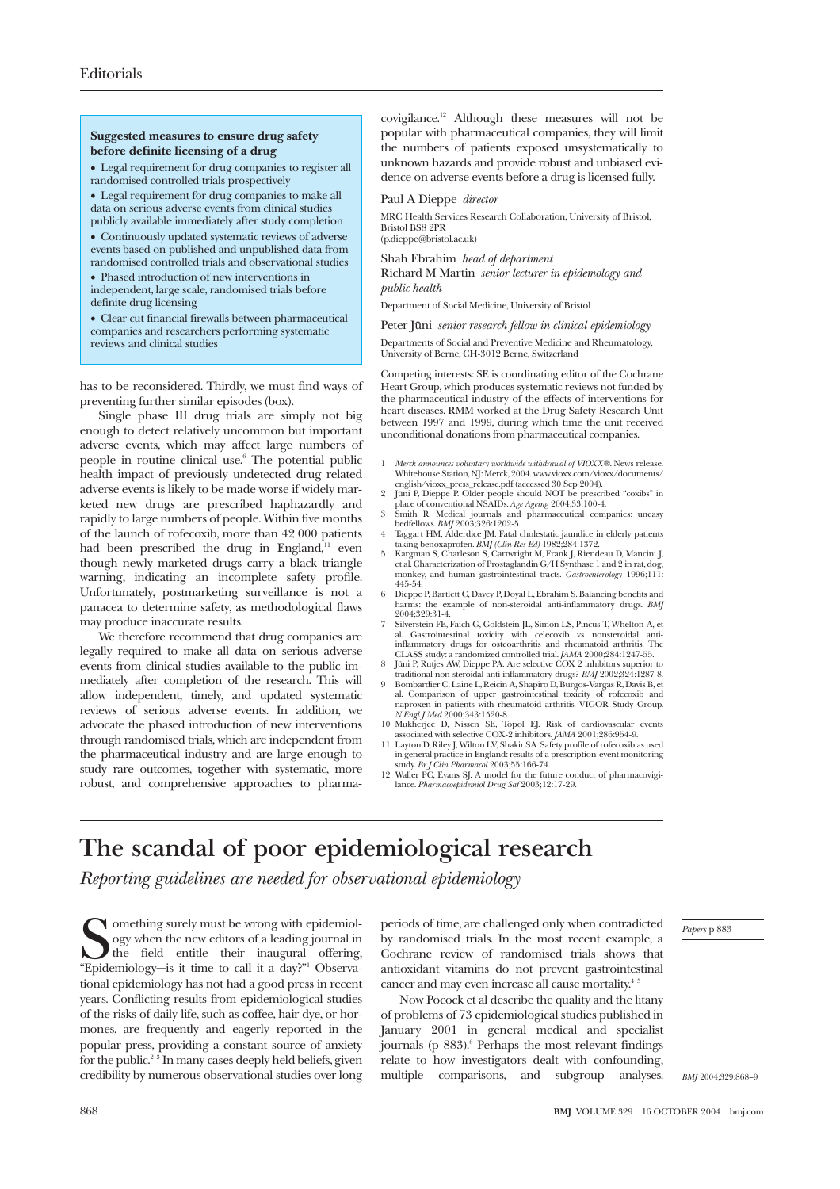### Suggested measures to ensure drug safety before definite licensing of a drug

- Legal requirement for drug companies to register all randomised controlled trials prospectively
- Legal requirement for drug companies to make all data on serious adverse events from clinical studies publicly available immediately after study completion
- Continuously updated systematic reviews of adverse events based on published and unpublished data from randomised controlled trials and observational studies
- Phased introduction of new interventions in independent, large scale, randomised trials before definite drug licensing
- Clear cut financial firewalls between pharmaceutical companies and researchers performing systematic reviews and clinical studies

has to be reconsidered. Thirdly, we must find ways of preventing further similar episodes (box).

Single phase III drug trials are simply not big enough to detect relatively uncommon but important adverse events, which may affect large numbers of people in routine clinical use.[6] The potential public health impact of previously undetected drug related adverse events is likely to be made worse if widely marketed new drugs are prescribed haphazardly and rapidly to large numbers of people. Within five months of the launch of rofecoxib, more than 42 000 patients had been prescribed the drug in England,[11] even though newly marketed drugs carry a black triangle warning, indicating an incomplete safety profile. Unfortunately, postmarketing surveillance is not a panacea to determine safety, as methodological flaws may produce inaccurate results.

We therefore recommend that drug companies are legally required to make all data on serious adverse events from clinical studies available to the public immediately after completion of the research. This will allow independent, timely, and updated systematic reviews of serious adverse events. In addition, we advocate the phased introduction of new interventions through randomised trials, which are independent from the pharmaceutical industry and are large enough to study rare outcomes, together with systematic, more robust, and comprehensive approaches to pharmacovigilance.[12] Although these measures will not be popular with pharmaceutical companies, they will limit the numbers of patients exposed unsystematically to unknown hazards and provide robust and unbiased evidence on adverse events before a drug is licensed fully.

Paul A Dieppe *director*

MRC Health Services Research Collaboration, University of Bristol, Bristol BS8 2PR
(p.dieppe@bristol.ac.uk)

Shah Ebrahim *head of department*

Richard M Martin *senior lecturer in epidemiology and public health*

Department of Social Medicine, University of Bristol

Peter Jüni *senior research fellow in clinical epidemiology*

Departments of Social and Preventive Medicine and Rheumatology, University of Berne, CH-3012 Berne, Switzerland

Competing interests: SE is coordinating editor of the Cochrane Heart Group, which produces systematic reviews not funded by the pharmaceutical industry of the effects of interventions for heart diseases. RMM worked at the Drug Safety Research Unit between 1997 and 1999, during which time the unit received unconditional donations from pharmaceutical companies.

1. *Merck announces voluntary worldwide withdrawal of VIOXX®*. News release. Whitehouse Station, NJ: Merck, 2004. www.vioxx.com/vioxx/documents/english/vioxx_press_release.pdf (accessed 30 Sep 2004).
2. Jüni P, Dieppe P. Older people should NOT be prescribed "coxibs" in place of conventional NSAIDs. *Age Ageing* 2004;33:100-4.
3. Smith R. Medical journals and pharmaceutical companies: uneasy bedfellows. *BMJ* 2003;326:1202-5.
4. Taggart HM, Alderdice JM. Fatal cholestatic jaundice in elderly patients taking benoxaprofen. *BMJ (Clin Res Ed)* 1982;284:1372.
5. Kargman S, Charleson S, Cartwright M, Frank J, Riendeau D, Mancini J, et al. Characterization of Prostaglandin G/H Synthase 1 and 2 in rat, dog, monkey, and human gastrointestinal tracts. *Gastroenterology* 1996;111:445-54.
6. Dieppe P, Bartlett C, Davey P, Doyal L, Ebrahim S. Balancing benefits and harms: the example of non-steroidal anti-inflammatory drugs. *BMJ* 2004;329:31-4.
7. Silverstein FE, Faich G, Goldstein JL, Simon LS, Pincus T, Whelton A, et al. Gastrointestinal toxicity with celecoxib vs nonsteroidal anti-inflammatory drugs for osteoarthritis and rheumatoid arthritis. The CLASS study: a randomized controlled trial. *JAMA* 2000;284:1247-55.
8. Jüni P, Rutjes AW, Dieppe PA. Are selective COX 2 inhibitors superior to traditional non steroidal anti-inflammatory drugs? *BMJ* 2002;324:1287-8.
9. Bombardier C, Laine L, Reicin A, Shapiro D, Burgos-Vargas R, Davis B, et al. Comparison of upper gastrointestinal toxicity of rofecoxib and naproxen in patients with rheumatoid arthritis. VIGOR Study Group. *N Engl J Med* 2000;343:1520-8.
10. Mukherjee D, Nissen SE, Topol EJ. Risk of cardiovascular events associated with selective COX-2 inhibitors. *JAMA* 2001;286:954-9.
11. Layton D, Riley J, Wilton LV, Shakir SA. Safety profile of rofecoxib as used in general practice in England: results of a prescription-event monitoring study. *Br J Clin Pharmacol* 2003;55:166-74.
12. Waller PC, Evans SJ. A model for the future conduct of pharmacovigilance. *Pharmacoepidemiol Drug Saf* 2003;12:17-29.

# The scandal of poor epidemiological research

*Reporting guidelines are needed for observational epidemiology*

*Papers* p 883

Something surely must be wrong with epidemiology when the new editors of a leading journal in the field entitle their inaugural offering, "Epidemiology—is it time to call it a day?"[1] Observational epidemiology has not had a good press in recent years. Conflicting results from epidemiological studies of the risks of daily life, such as coffee, hair dye, or hormones, are frequently and eagerly reported in the popular press, providing a constant source of anxiety for the public.[2,3] In many cases deeply held beliefs, given credibility by numerous observational studies over long periods of time, are challenged only when contradicted by randomised trials. In the most recent example, a Cochrane review of randomised trials shows that antioxidant vitamins do not prevent gastrointestinal cancer and may even increase all cause mortality.[4,5]

Now Pocock et al describe the quality and the litany of problems of 73 epidemiological studies published in January 2001 in general medical and specialist journals (p 883).[6] Perhaps the most relevant findings relate to how investigators dealt with confounding, multiple comparisons, and subgroup analyses.